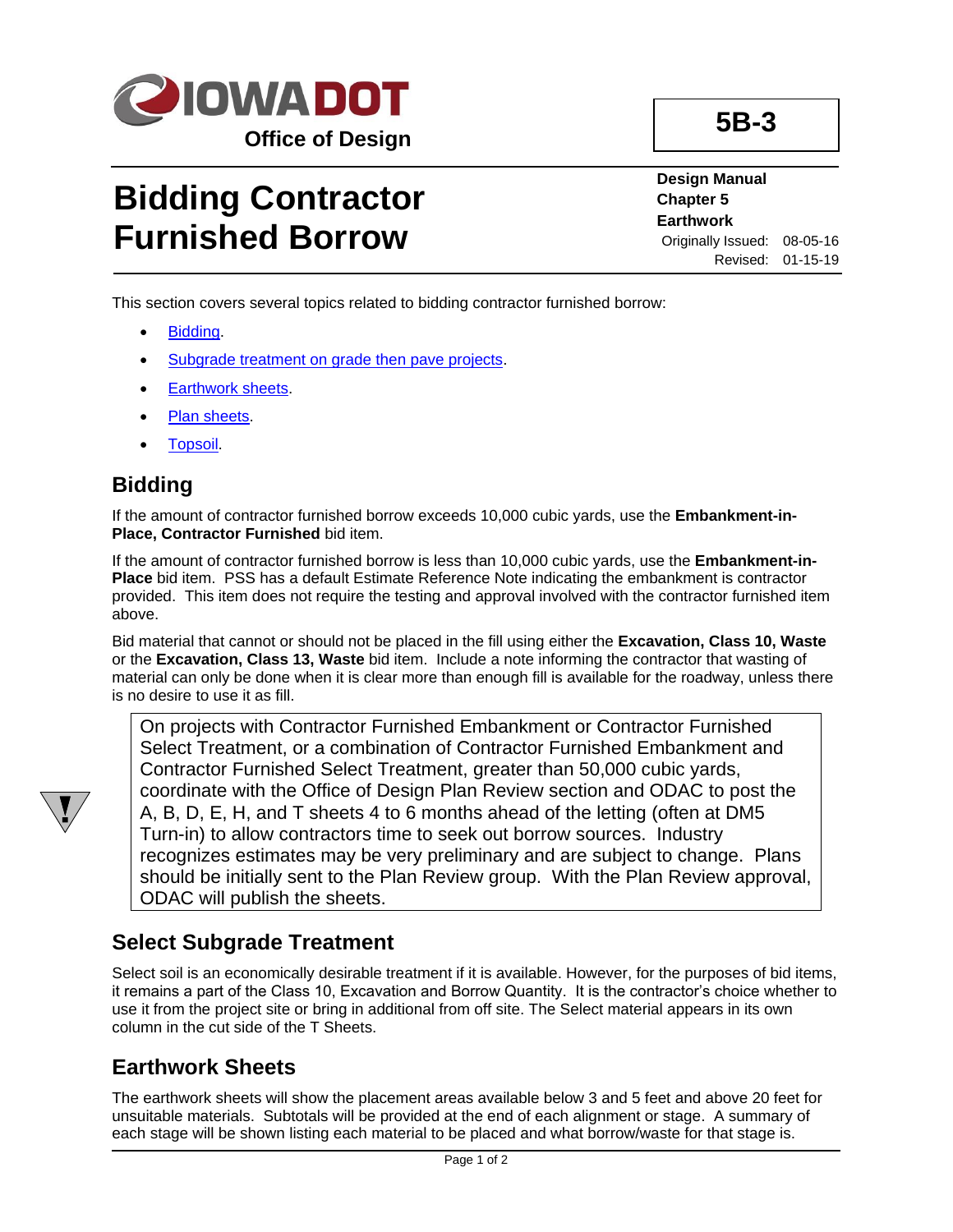# Bidding Contractor Furnished Borrow

**5B-3**

**Design Manual**
**Chapter 5**
**Earthwork**

Originally Issued: 08-05-16
Revised: 01-15-19

This section covers several topics related to bidding contractor furnished borrow:

- Bidding.
- Subgrade treatment on grade then pave projects.
- Earthwork sheets.
- Plan sheets.
- Topsoil.

## Bidding

If the amount of contractor furnished borrow exceeds 10,000 cubic yards, use the **Embankment-in-Place, Contractor Furnished** bid item.

If the amount of contractor furnished borrow is less than 10,000 cubic yards, use the **Embankment-in-Place** bid item. PSS has a default Estimate Reference Note indicating the embankment is contractor provided. This item does not require the testing and approval involved with the contractor furnished item above.

Bid material that cannot or should not be placed in the fill using either the **Excavation, Class 10, Waste** or the **Excavation, Class 13, Waste** bid item. Include a note informing the contractor that wasting of material can only be done when it is clear more than enough fill is available for the roadway, unless there is no desire to use it as fill.

> On projects with Contractor Furnished Embankment or Contractor Furnished Select Treatment, or a combination of Contractor Furnished Embankment and Contractor Furnished Select Treatment, greater than 50,000 cubic yards, coordinate with the Office of Design Plan Review section and ODAC to post the A, B, D, E, H, and T sheets 4 to 6 months ahead of the letting (often at DM5 Turn-in) to allow contractors time to seek out borrow sources. Industry recognizes estimates may be very preliminary and are subject to change. Plans should be initially sent to the Plan Review group. With the Plan Review approval, ODAC will publish the sheets.

## Select Subgrade Treatment

Select soil is an economically desirable treatment if it is available. However, for the purposes of bid items, it remains a part of the Class 10, Excavation and Borrow Quantity. It is the contractor's choice whether to use it from the project site or bring in additional from off site. The Select material appears in its own column in the cut side of the T Sheets.

## Earthwork Sheets

The earthwork sheets will show the placement areas available below 3 and 5 feet and above 20 feet for unsuitable materials. Subtotals will be provided at the end of each alignment or stage. A summary of each stage will be shown listing each material to be placed and what borrow/waste for that stage is.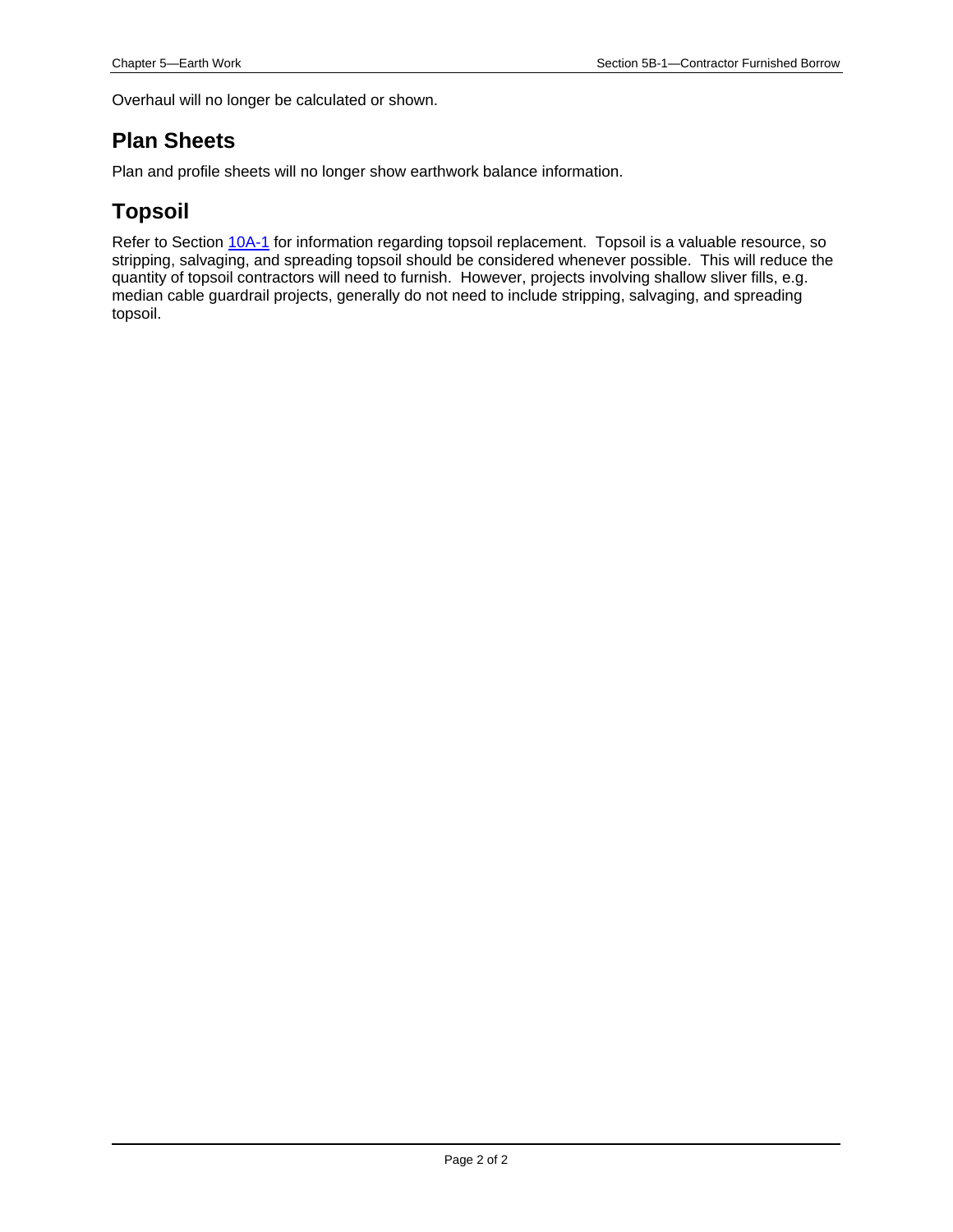Overhaul will no longer be calculated or shown.

## Plan Sheets

Plan and profile sheets will no longer show earthwork balance information.

## Topsoil

Refer to Section [10A-1](#) for information regarding topsoil replacement.  Topsoil is a valuable resource, so stripping, salvaging, and spreading topsoil should be considered whenever possible.  This will reduce the quantity of topsoil contractors will need to furnish.  However, projects involving shallow sliver fills, e.g. median cable guardrail projects, generally do not need to include stripping, salvaging, and spreading topsoil.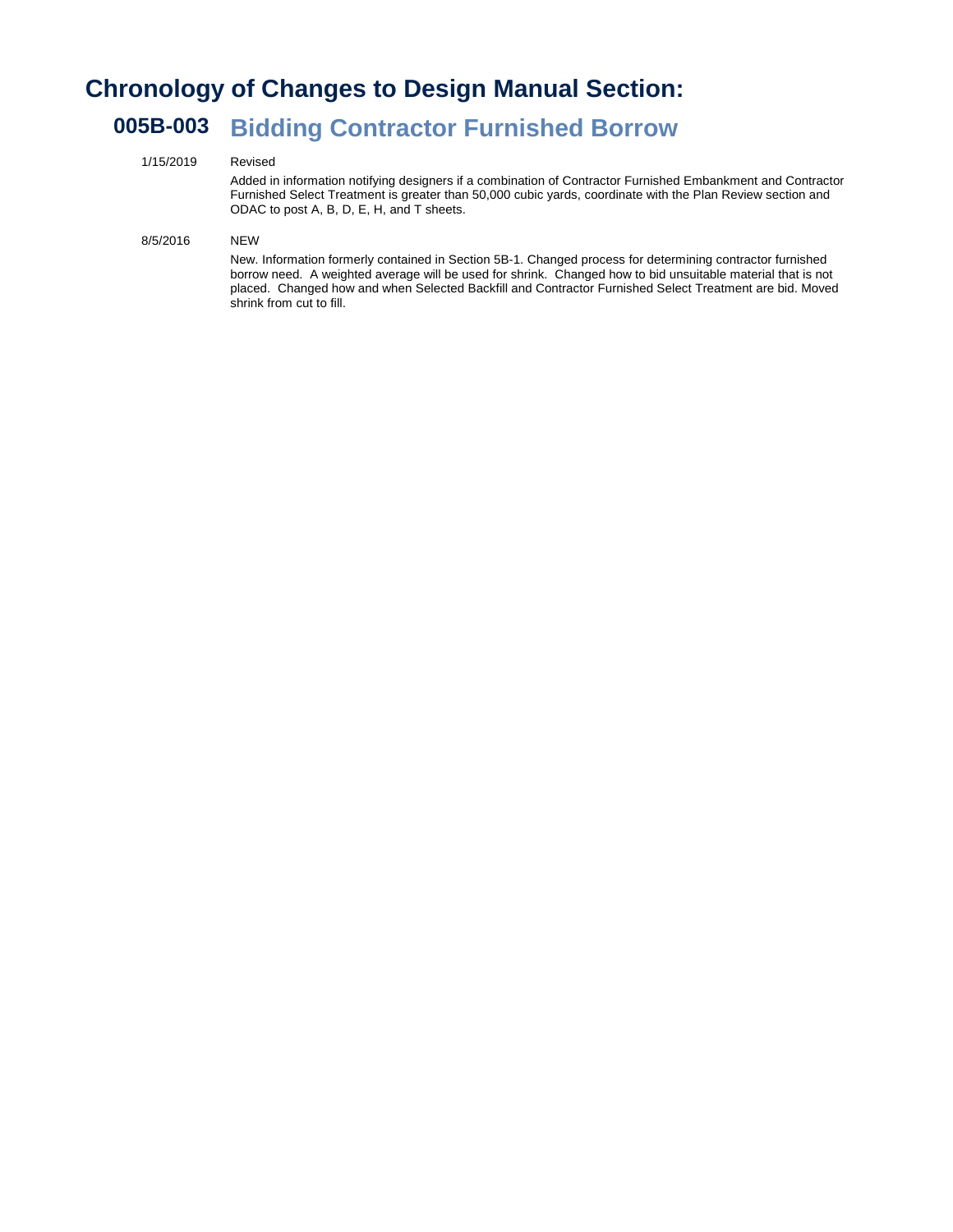# Chronology of Changes to Design Manual Section:

## 005B-003 Bidding Contractor Furnished Borrow

1/15/2019 Revised

Added in information notifying designers if a combination of Contractor Furnished Embankment and Contractor Furnished Select Treatment is greater than 50,000 cubic yards, coordinate with the Plan Review section and ODAC to post A, B, D, E, H, and T sheets.

8/5/2016 NEW

New. Information formerly contained in Section 5B-1. Changed process for determining contractor furnished borrow need. A weighted average will be used for shrink. Changed how to bid unsuitable material that is not placed. Changed how and when Selected Backfill and Contractor Furnished Select Treatment are bid. Moved shrink from cut to fill.